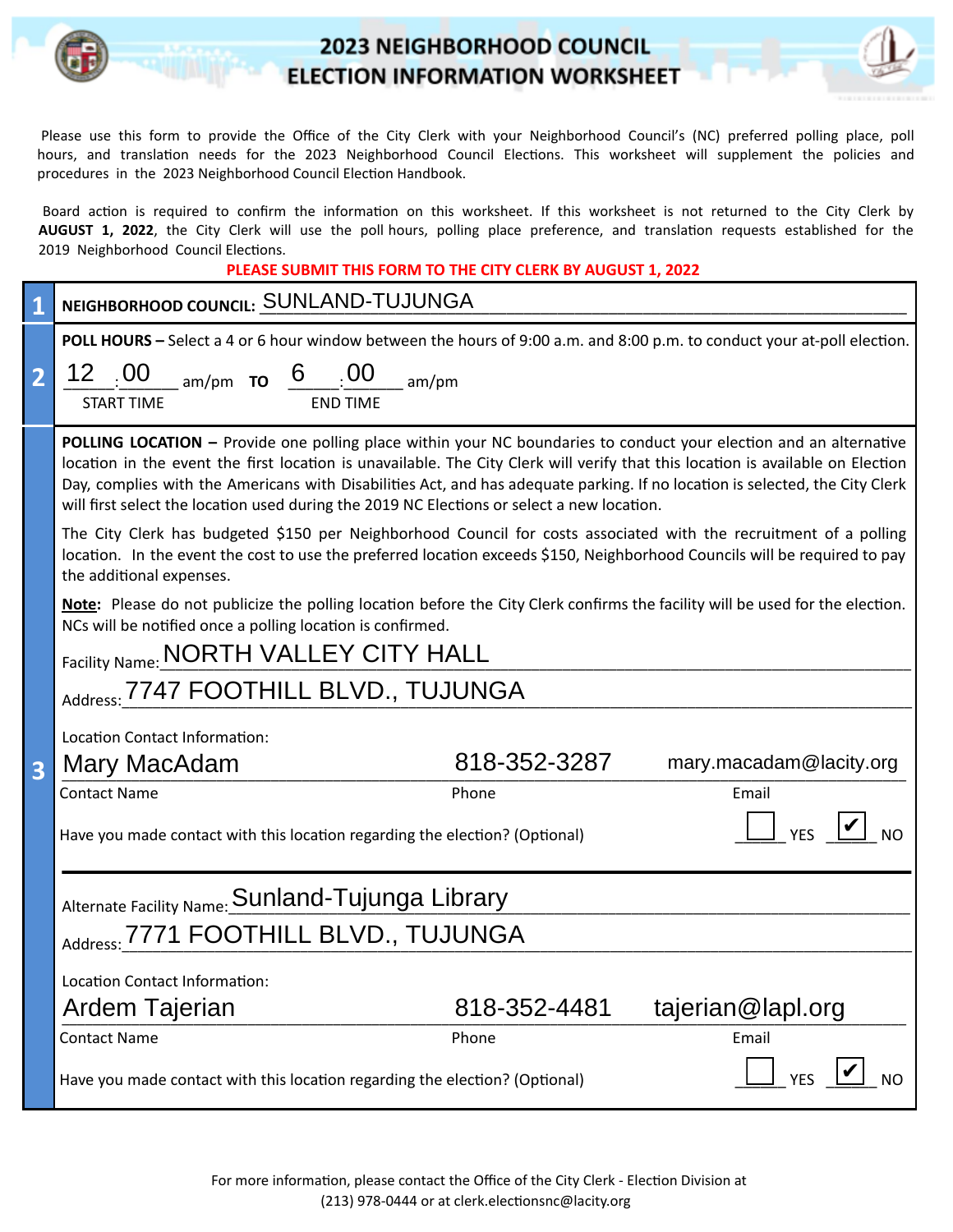# 2023 NEIGHBORHOOD COUNCIL ELECTION INFORMATION WORKSHEET

Please use this form to provide the Office of the City Clerk with your Neighborhood Council's (NC) preferred polling place, poll hours, and translation needs for the 2023 Neighborhood Council Elections. This worksheet will supplement the policies and procedures in the 2023 Neighborhood Council Election Handbook.

Board action is required to confirm the information on this worksheet. If this worksheet is not returned to the City Clerk by **AUGUST 1, 2022**, the City Clerk will use the poll hours, polling place preference, and translation requests established for the 2019 Neighborhood Council Elections.

**PLEASE SUBMIT THIS FORM TO THE CITY CLERK BY AUGUST 1, 2022**

## 1

**NEIGHBORHOOD COUNCIL:** SUNLAND-TUJUNGA

## 2

**POLL HOURS –** Select a 4 or 6 hour window between the hours of 9:00 a.m. and 8:00 p.m. to conduct your at-poll election.

12 : 00 am/pm **TO** 6 : 00 am/pm

START TIME — END TIME

## 3

**POLLING LOCATION –** Provide one polling place within your NC boundaries to conduct your election and an alternative location in the event the first location is unavailable. The City Clerk will verify that this location is available on Election Day, complies with the Americans with Disabilities Act, and has adequate parking. If no location is selected, the City Clerk will first select the location used during the 2019 NC Elections or select a new location.

The City Clerk has budgeted $150 per Neighborhood Council for costs associated with the recruitment of a polling location. In the event the cost to use the preferred location exceeds $150, Neighborhood Councils will be required to pay the additional expenses.

**Note:** Please do not publicize the polling location before the City Clerk confirms the facility will be used for the election. NCs will be notified once a polling location is confirmed.

Facility Name: NORTH VALLEY CITY HALL

Address: 7747 FOOTHILL BLVD., TUJUNGA

Location Contact Information:

| Contact Name | Phone | Email |
|---|---|---|
| Mary MacAdam | 818-352-3287 | mary.macadam@lacity.org |

Have you made contact with this location regarding the election? (Optional) ☐ YES ☑ NO

Alternate Facility Name: Sunland-Tujunga Library

Address: 7771 FOOTHILL BLVD., TUJUNGA

Location Contact Information:

| Contact Name | Phone | Email |
|---|---|---|
| Ardem Tajerian | 818-352-4481 | tajerian@lapl.org |

Have you made contact with this location regarding the election? (Optional) ☐ YES ☑ NO

For more information, please contact the Office of the City Clerk - Election Division at (213) 978-0444 or at clerk.electionsnc@lacity.org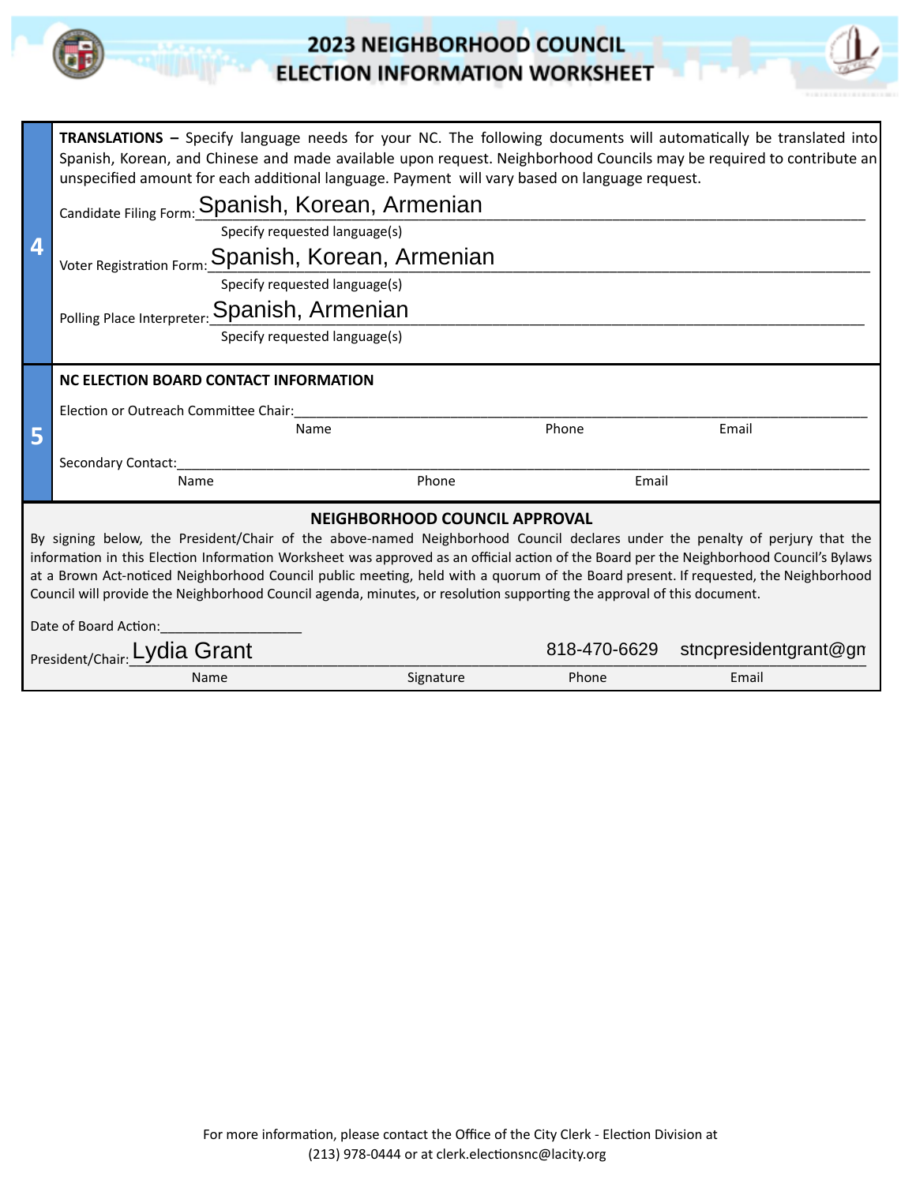# 2023 NEIGHBORHOOD COUNCIL ELECTION INFORMATION WORKSHEET

## 4

**TRANSLATIONS –** Specify language needs for your NC. The following documents will automatically be translated into Spanish, Korean, and Chinese and made available upon request. Neighborhood Councils may be required to contribute an unspecified amount for each additional language. Payment will vary based on language request.

Candidate Filing Form: Spanish, Korean, Armenian
Specify requested language(s)

Voter Registration Form: Spanish, Korean, Armenian
Specify requested language(s)

Polling Place Interpreter: Spanish, Armenian
Specify requested language(s)

## 5

**NC ELECTION BOARD CONTACT INFORMATION**

Election or Outreach Committee Chair: ______________________________
Name | Phone | Email

Secondary Contact: ______________________________
Name | Phone | Email

## NEIGHBORHOOD COUNCIL APPROVAL

By signing below, the President/Chair of the above-named Neighborhood Council declares under the penalty of perjury that the information in this Election Information Worksheet was approved as an official action of the Board per the Neighborhood Council's Bylaws at a Brown Act-noticed Neighborhood Council public meeting, held with a quorum of the Board present. If requested, the Neighborhood Council will provide the Neighborhood Council agenda, minutes, or resolution supporting the approval of this document.

Date of Board Action: __________________

President/Chair: Lydia Grant ______________ 818-470-6629 stncpresidentgrant@gm
Name | Signature | Phone | Email

For more information, please contact the Office of the City Clerk - Election Division at (213) 978-0444 or at clerk.electionsnc@lacity.org